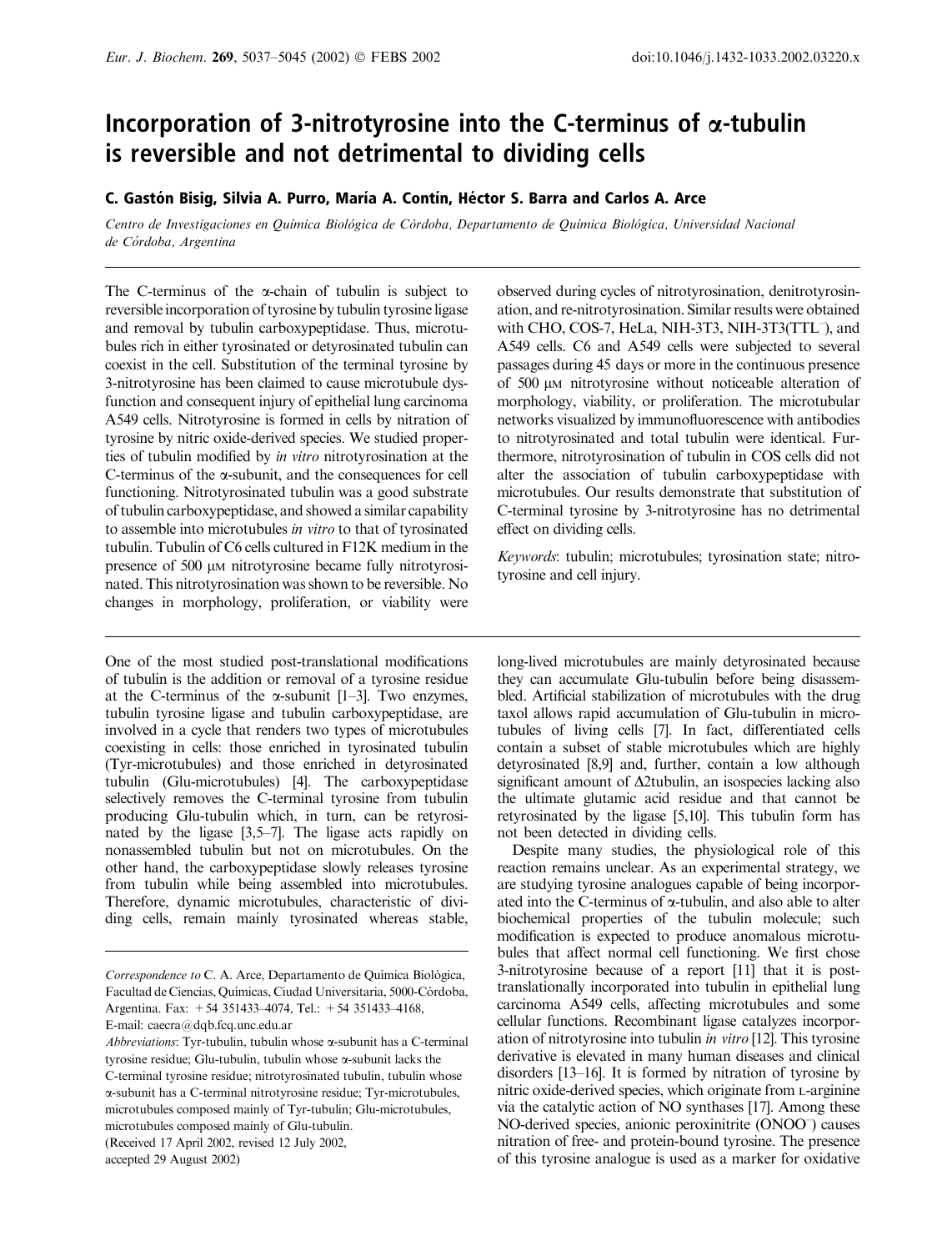# Incorporation of 3-nitrotyrosine into the C-terminus of α-tubulin is reversible and not detrimental to dividing cells

**C. Gastón Bisig, Silvia A. Purro, María A. Contín, Héctor S. Barra and Carlos A. Arce**

*Centro de Investigaciones en Química Biológica de Córdoba, Departamento de Química Biológica, Universidad Nacional de Córdoba, Argentina*

The C-terminus of the α-chain of tubulin is subject to reversible incorporation of tyrosine by tubulin tyrosine ligase and removal by tubulin carboxypeptidase. Thus, microtubules rich in either tyrosinated or detyrosinated tubulin can coexist in the cell. Substitution of the terminal tyrosine by 3-nitrotyrosine has been claimed to cause microtubule dysfunction and consequent injury of epithelial lung carcinoma A549 cells. Nitrotyrosine is formed in cells by nitration of tyrosine by nitric oxide-derived species. We studied properties of tubulin modified by *in vitro* nitrotyrosination at the C-terminus of the α-subunit, and the consequences for cell functioning. Nitrotyrosinated tubulin was a good substrate of tubulin carboxypeptidase, and showed a similar capability to assemble into microtubules *in vitro* to that of tyrosinated tubulin. Tubulin of C6 cells cultured in F12K medium in the presence of 500 μM nitrotyrosine became fully nitrotyrosinated. This nitrotyrosination was shown to be reversible. No changes in morphology, proliferation, or viability were observed during cycles of nitrotyrosination, denitrotyrosination, and re-nitrotyrosination. Similar results were obtained with CHO, COS-7, HeLa, NIH-3T3, NIH-3T3(TTL⁻), and A549 cells. C6 and A549 cells were subjected to several passages during 45 days or more in the continuous presence of 500 μM nitrotyrosine without noticeable alteration of morphology, viability, or proliferation. The microtubular networks visualized by immunofluorescence with antibodies to nitrotyrosinated and total tubulin were identical. Furthermore, nitrotyrosination of tubulin in COS cells did not alter the association of tubulin carboxypeptidase with microtubules. Our results demonstrate that substitution of C-terminal tyrosine by 3-nitrotyrosine has no detrimental effect on dividing cells.

*Keywords*: tubulin; microtubules; tyrosination state; nitrotyrosine and cell injury.

One of the most studied post-translational modifications of tubulin is the addition or removal of a tyrosine residue at the C-terminus of the α-subunit [1–3]. Two enzymes, tubulin tyrosine ligase and tubulin carboxypeptidase, are involved in a cycle that renders two types of microtubules coexisting in cells: those enriched in tyrosinated tubulin (Tyr-microtubules) and those enriched in detyrosinated tubulin (Glu-microtubules) [4]. The carboxypeptidase selectively removes the C-terminal tyrosine from tubulin producing Glu-tubulin which, in turn, can be retyrosinated by the ligase [3,5–7]. The ligase acts rapidly on nonassembled tubulin but not on microtubules. On the other hand, the carboxypeptidase slowly releases tyrosine from tubulin while being assembled into microtubules. Therefore, dynamic microtubules, characteristic of dividing cells, remain mainly tyrosinated whereas stable, long-lived microtubules are mainly detyrosinated because they can accumulate Glu-tubulin before being disassembled. Artificial stabilization of microtubules with the drug taxol allows rapid accumulation of Glu-tubulin in microtubules of living cells [7]. In fact, differentiated cells contain a subset of stable microtubules which are highly detyrosinated [8,9] and, further, contain a low although significant amount of Δ2tubulin, an isospecies lacking also the ultimate glutamic acid residue and that cannot be retyrosinated by the ligase [5,10]. This tubulin form has not been detected in dividing cells.

Despite many studies, the physiological role of this reaction remains unclear. As an experimental strategy, we are studying tyrosine analogues capable of being incorporated into the C-terminus of α-tubulin, and also able to alter biochemical properties of the tubulin molecule; such modification is expected to produce anomalous microtubules that affect normal cell functioning. We first chose 3-nitrotyrosine because of a report [11] that it is post-translationally incorporated into tubulin in epithelial lung carcinoma A549 cells, affecting microtubules and some cellular functions. Recombinant ligase catalyzes incorporation of nitrotyrosine into tubulin *in vitro* [12]. This tyrosine derivative is elevated in many human diseases and clinical disorders [13–16]. It is formed by nitration of tyrosine by nitric oxide-derived species, which originate from L-arginine via the catalytic action of NO synthases [17]. Among these NO-derived species, anionic peroxinitrite ($ONOO^-$) causes nitration of free- and protein-bound tyrosine. The presence of this tyrosine analogue is used as a marker for oxidative

---

*Correspondence to* C. A. Arce, Departamento de Química Biológica, Facultad de Ciencias, Químicas, Ciudad Universitaria, 5000-Córdoba, Argentina. Fax: + 54 351433–4074, Tel.: + 54 351433–4168, E-mail: caecra@dqb.fcq.unc.edu.ar

*Abbreviations*: Tyr-tubulin, tubulin whose α-subunit has a C-terminal tyrosine residue; Glu-tubulin, tubulin whose α-subunit lacks the C-terminal tyrosine residue; nitrotyrosinated tubulin, tubulin whose α-subunit has a C-terminal nitrotyrosine residue; Tyr-microtubules, microtubules composed mainly of Tyr-tubulin; Glu-microtubules, microtubules composed mainly of Glu-tubulin.

(Received 17 April 2002, revised 12 July 2002, accepted 29 August 2002)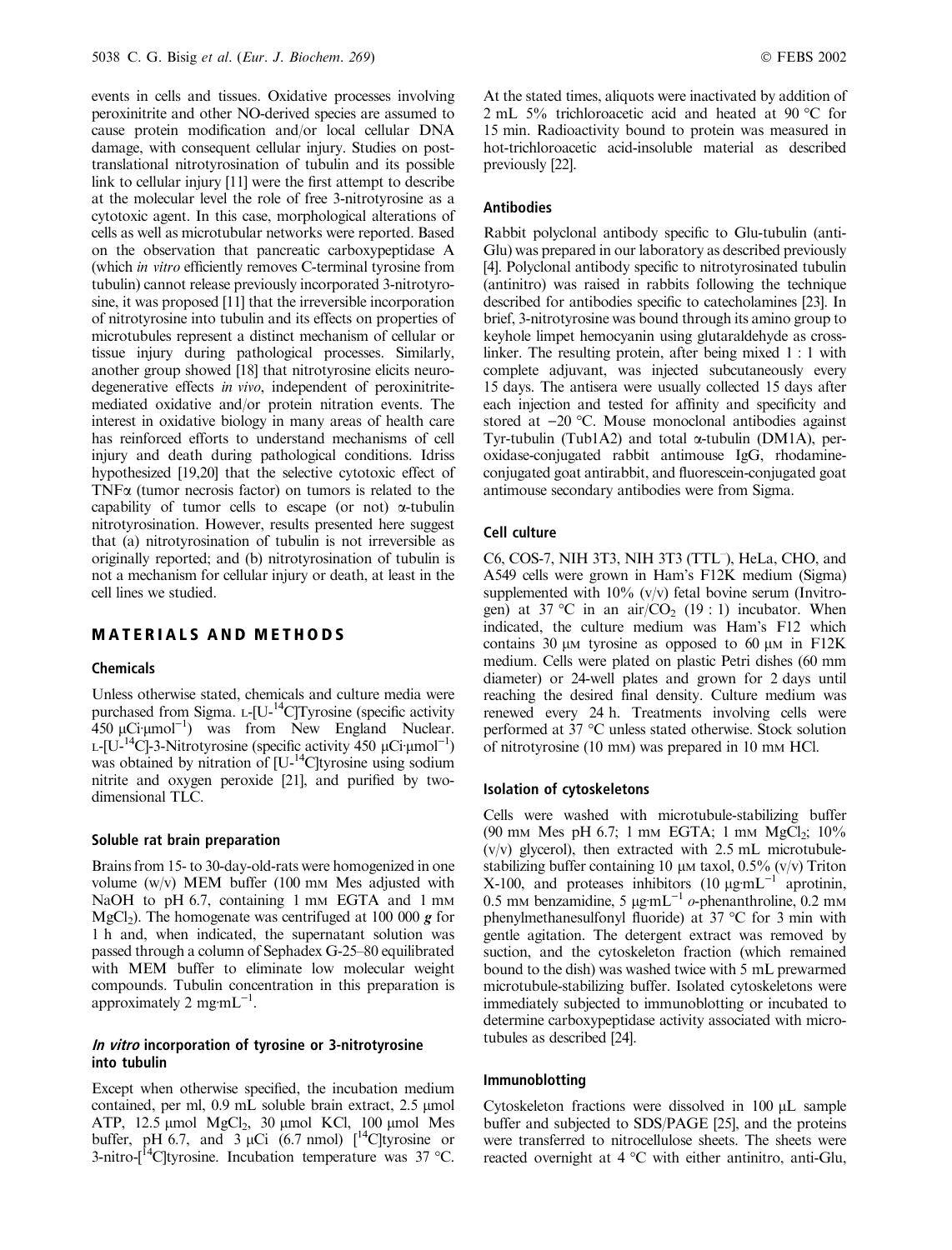events in cells and tissues. Oxidative processes involving peroxinitrite and other NO-derived species are assumed to cause protein modification and/or local cellular DNA damage, with consequent cellular injury. Studies on post-translational nitrotyrosination of tubulin and its possible link to cellular injury [11] were the first attempt to describe at the molecular level the role of free 3-nitrotyrosine as a cytotoxic agent. In this case, morphological alterations of cells as well as microtubular networks were reported. Based on the observation that pancreatic carboxypeptidase A (which *in vitro* efficiently removes C-terminal tyrosine from tubulin) cannot release previously incorporated 3-nitrotyrosine, it was proposed [11] that the irreversible incorporation of nitrotyrosine into tubulin and its effects on properties of microtubules represent a distinct mechanism of cellular or tissue injury during pathological processes. Similarly, another group showed [18] that nitrotyrosine elicits neurodegenerative effects *in vivo*, independent of peroxinitrite-mediated oxidative and/or protein nitration events. The interest in oxidative biology in many areas of health care has reinforced efforts to understand mechanisms of cell injury and death during pathological conditions. Idriss hypothesized [19,20] that the selective cytotoxic effect of TNF$\alpha$ (tumor necrosis factor) on tumors is related to the capability of tumor cells to escape (or not) $\alpha$-tubulin nitrotyrosination. However, results presented here suggest that (a) nitrotyrosination of tubulin is not irreversible as originally reported; and (b) nitrotyrosination of tubulin is not a mechanism for cellular injury or death, at least in the cell lines we studied.

## MATERIALS AND METHODS

### Chemicals

Unless otherwise stated, chemicals and culture media were purchased from Sigma. L-[U-$^{14}$C]Tyrosine (specific activity 450 $\mu$Ci$\cdot\mu$mol$^{-1}$) was from New England Nuclear. L-[U-$^{14}$C]-3-Nitrotyrosine (specific activity 450 $\mu$Ci$\cdot\mu$mol$^{-1}$) was obtained by nitration of [U-$^{14}$C]tyrosine using sodium nitrite and oxygen peroxide [21], and purified by two-dimensional TLC.

### Soluble rat brain preparation

Brains from 15- to 30-day-old-rats were homogenized in one volume (w/v) MEM buffer (100 mM Mes adjusted with NaOH to pH 6.7, containing 1 mM EGTA and 1 mM $MgCl_2$). The homogenate was centrifuged at 100 000 ***g*** for 1 h and, when indicated, the supernatant solution was passed through a column of Sephadex G-25–80 equilibrated with MEM buffer to eliminate low molecular weight compounds. Tubulin concentration in this preparation is approximately 2 mg$\cdot$mL$^{-1}$.

### *In vitro* incorporation of tyrosine or 3-nitrotyrosine into tubulin

Except when otherwise specified, the incubation medium contained, per ml, 0.9 mL soluble brain extract, 2.5 $\mu$mol ATP, 12.5 $\mu$mol $MgCl_2$, 30 $\mu$mol KCl, 100 $\mu$mol Mes buffer, pH 6.7, and 3 $\mu$Ci (6.7 nmol) [$^{14}$C]tyrosine or 3-nitro-[$^{14}$C]tyrosine. Incubation temperature was 37 °C. At the stated times, aliquots were inactivated by addition of 2 mL 5% trichloroacetic acid and heated at 90 °C for 15 min. Radioactivity bound to protein was measured in hot-trichloroacetic acid-insoluble material as described previously [22].

### Antibodies

Rabbit polyclonal antibody specific to Glu-tubulin (anti-Glu) was prepared in our laboratory as described previously [4]. Polyclonal antibody specific to nitrotyrosinated tubulin (antinitro) was raised in rabbits following the technique described for antibodies specific to catecholamines [23]. In brief, 3-nitrotyrosine was bound through its amino group to keyhole limpet hemocyanin using glutaraldehyde as cross-linker. The resulting protein, after being mixed 1 : 1 with complete adjuvant, was injected subcutaneously every 15 days. The antisera were usually collected 15 days after each injection and tested for affinity and specificity and stored at −20 °C. Mouse monoclonal antibodies against Tyr-tubulin (Tub1A2) and total $\alpha$-tubulin (DM1A), peroxidase-conjugated rabbit antimouse IgG, rhodamine-conjugated goat antirabbit, and fluorescein-conjugated goat antimouse secondary antibodies were from Sigma.

### Cell culture

C6, COS-7, NIH 3T3, NIH 3T3 (TTL$^{-}$), HeLa, CHO, and A549 cells were grown in Ham's F12K medium (Sigma) supplemented with 10% (v/v) fetal bovine serum (Invitrogen) at 37 °C in an air/$CO_2$ (19 : 1) incubator. When indicated, the culture medium was Ham's F12 which contains 30 $\mu$M tyrosine as opposed to 60 $\mu$M in F12K medium. Cells were plated on plastic Petri dishes (60 mm diameter) or 24-well plates and grown for 2 days until reaching the desired final density. Culture medium was renewed every 24 h. Treatments involving cells were performed at 37 °C unless stated otherwise. Stock solution of nitrotyrosine (10 mM) was prepared in 10 mM HCl.

### Isolation of cytoskeletons

Cells were washed with microtubule-stabilizing buffer (90 mM Mes pH 6.7; 1 mM EGTA; 1 mM $MgCl_2$; 10% (v/v) glycerol), then extracted with 2.5 mL microtubule-stabilizing buffer containing 10 $\mu$M taxol, 0.5% (v/v) Triton X-100, and proteases inhibitors (10 $\mu$g$\cdot$mL$^{-1}$ aprotinin, 0.5 mM benzamidine, 5 $\mu$g$\cdot$mL$^{-1}$ *o*-phenanthroline, 0.2 mM phenylmethanesulfonyl fluoride) at 37 °C for 3 min with gentle agitation. The detergent extract was removed by suction, and the cytoskeleton fraction (which remained bound to the dish) was washed twice with 5 mL prewarmed microtubule-stabilizing buffer. Isolated cytoskeletons were immediately subjected to immunoblotting or incubated to determine carboxypeptidase activity associated with microtubules as described [24].

### Immunoblotting

Cytoskeleton fractions were dissolved in 100 $\mu$L sample buffer and subjected to SDS/PAGE [25], and the proteins were transferred to nitrocellulose sheets. The sheets were reacted overnight at 4 °C with either antinitro, anti-Glu,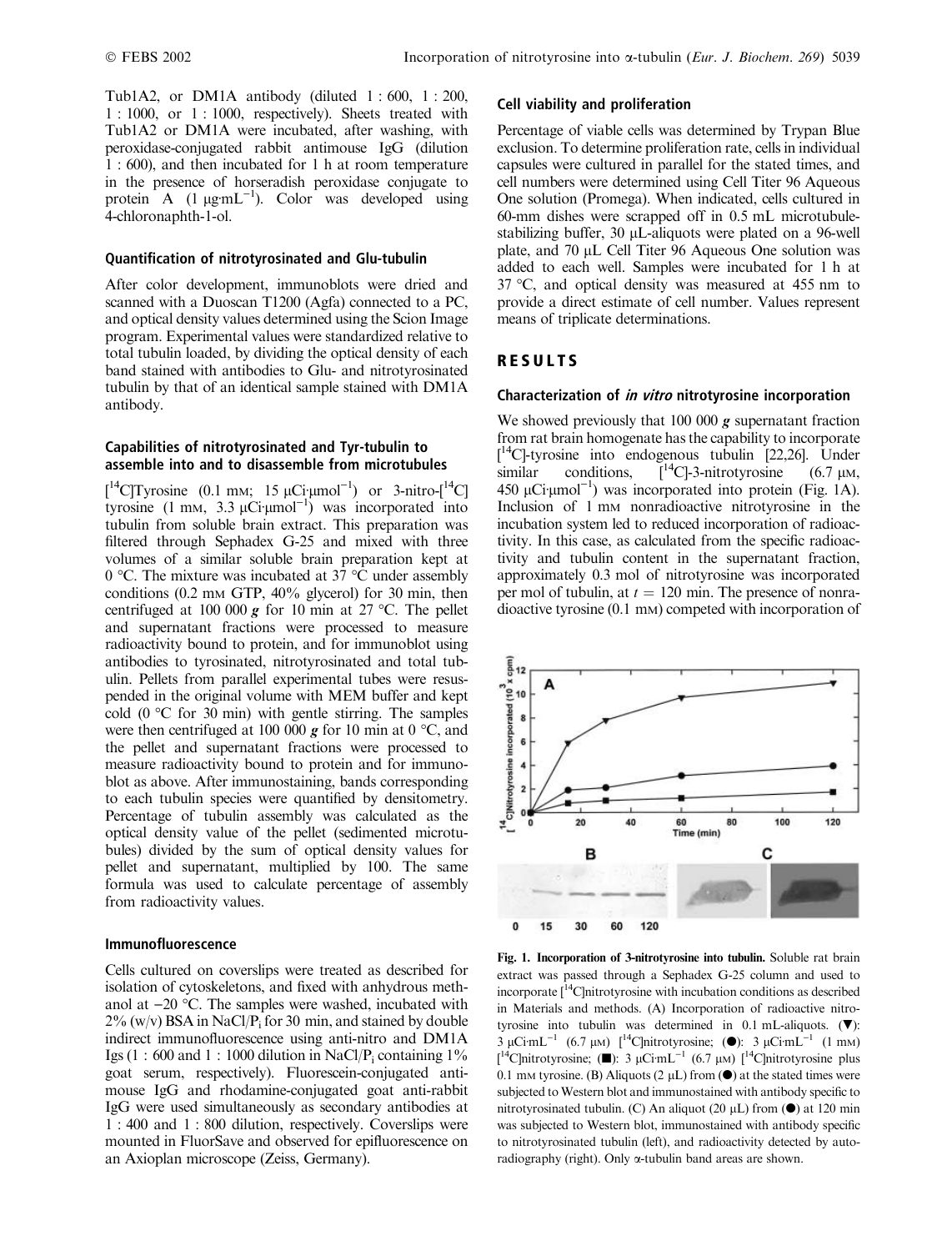Tub1A2, or DM1A antibody (diluted 1 : 600, 1 : 200, 1 : 1000, or 1 : 1000, respectively). Sheets treated with Tub1A2 or DM1A were incubated, after washing, with peroxidase-conjugated rabbit antimouse IgG (dilution 1 : 600), and then incubated for 1 h at room temperature in the presence of horseradish peroxidase conjugate to protein A (1 $\mu g \cdot mL^{-1}$). Color was developed using 4-chloronaphth-1-ol.

### Quantification of nitrotyrosinated and Glu-tubulin

After color development, immunoblots were dried and scanned with a Duoscan T1200 (Agfa) connected to a PC, and optical density values determined using the Scion Image program. Experimental values were standardized relative to total tubulin loaded, by dividing the optical density of each band stained with antibodies to Glu- and nitrotyrosinated tubulin by that of an identical sample stained with DM1A antibody.

### Capabilities of nitrotyrosinated and Tyr-tubulin to assemble into and to disassemble from microtubules

[$^{14}$C]Tyrosine (0.1 mM; 15 $\mu Ci \cdot \mu mol^{-1}$) or 3-nitro-[$^{14}$C] tyrosine (1 mM, 3.3 $\mu Ci \cdot \mu mol^{-1}$) was incorporated into tubulin from soluble brain extract. This preparation was filtered through Sephadex G-25 and mixed with three volumes of a similar soluble brain preparation kept at 0 °C. The mixture was incubated at 37 °C under assembly conditions (0.2 mM GTP, 40% glycerol) for 30 min, then centrifuged at 100 000 ***g*** for 10 min at 27 °C. The pellet and supernatant fractions were processed to measure radioactivity bound to protein, and for immunoblot using antibodies to tyrosinated, nitrotyrosinated and total tubulin. Pellets from parallel experimental tubes were resuspended in the original volume with MEM buffer and kept cold (0 °C for 30 min) with gentle stirring. The samples were then centrifuged at 100 000 ***g*** for 10 min at 0 °C, and the pellet and supernatant fractions were processed to measure radioactivity bound to protein and for immunoblot as above. After immunostaining, bands corresponding to each tubulin species were quantified by densitometry. Percentage of tubulin assembly was calculated as the optical density value of the pellet (sedimented microtubules) divided by the sum of optical density values for pellet and supernatant, multiplied by 100. The same formula was used to calculate percentage of assembly from radioactivity values.

### Immunofluorescence

Cells cultured on coverslips were treated as described for isolation of cytoskeletons, and fixed with anhydrous methanol at −20 °C. The samples were washed, incubated with 2% (w/v) BSA in NaCl/$P_i$ for 30 min, and stained by double indirect immunofluorescence using anti-nitro and DM1A Igs (1 : 600 and 1 : 1000 dilution in NaCl/$P_i$ containing 1% goat serum, respectively). Fluorescein-conjugated anti-mouse IgG and rhodamine-conjugated goat anti-rabbit IgG were used simultaneously as secondary antibodies at 1 : 400 and 1 : 800 dilution, respectively. Coverslips were mounted in FluorSave and observed for epifluorescence on an Axioplan microscope (Zeiss, Germany).

### Cell viability and proliferation

Percentage of viable cells was determined by Trypan Blue exclusion. To determine proliferation rate, cells in individual capsules were cultured in parallel for the stated times, and cell numbers were determined using Cell Titer 96 Aqueous One solution (Promega). When indicated, cells cultured in 60-mm dishes were scrapped off in 0.5 mL microtubule-stabilizing buffer, 30 µL-aliquots were plated on a 96-well plate, and 70 µL Cell Titer 96 Aqueous One solution was added to each well. Samples were incubated for 1 h at 37 °C, and optical density was measured at 455 nm to provide a direct estimate of cell number. Values represent means of triplicate determinations.

## RESULTS

### Characterization of *in vitro* nitrotyrosine incorporation

We showed previously that 100 000 ***g*** supernatant fraction from rat brain homogenate has the capability to incorporate [$^{14}$C]-tyrosine into endogenous tubulin [22,26]. Under similar conditions, [$^{14}$C]-3-nitrotyrosine (6.7 µM, 450 $\mu Ci \cdot \mu mol^{-1}$) was incorporated into protein (Fig. 1A). Inclusion of 1 mM nonradioactive nitrotyrosine in the incubation system led to reduced incorporation of radioactivity. In this case, as calculated from the specific radioactivity and tubulin content in the supernatant fraction, approximately 0.3 mol of nitrotyrosine was incorporated per mol of tubulin, at $t = 120$ min. The presence of nonradioactive tyrosine (0.1 mM) competed with incorporation of

**Fig. 1. Incorporation of 3-nitrotyrosine into tubulin.** Soluble rat brain extract was passed through a Sephadex G-25 column and used to incorporate [$^{14}$C]nitrotyrosine with incubation conditions as described in Materials and methods. (A) Incorporation of radioactive nitrotyrosine into tubulin was determined in 0.1 mL-aliquots. (▼): 3 $\mu Ci \cdot mL^{-1}$ (6.7 µM) [$^{14}$C]nitrotyrosine; (●): 3 $\mu Ci \cdot mL^{-1}$ (1 mM) [$^{14}$C]nitrotyrosine; (■): 3 $\mu Ci \cdot mL^{-1}$ (6.7 µM) [$^{14}$C]nitrotyrosine plus 0.1 mM tyrosine. (B) Aliquots (2 µL) from (●) at the stated times were subjected to Western blot and immunostained with antibody specific to nitrotyrosinated tubulin. (C) An aliquot (20 µL) from (●) at 120 min was subjected to Western blot, immunostained with antibody specific to nitrotyrosinated tubulin (left), and radioactivity detected by autoradiography (right). Only α-tubulin band areas are shown.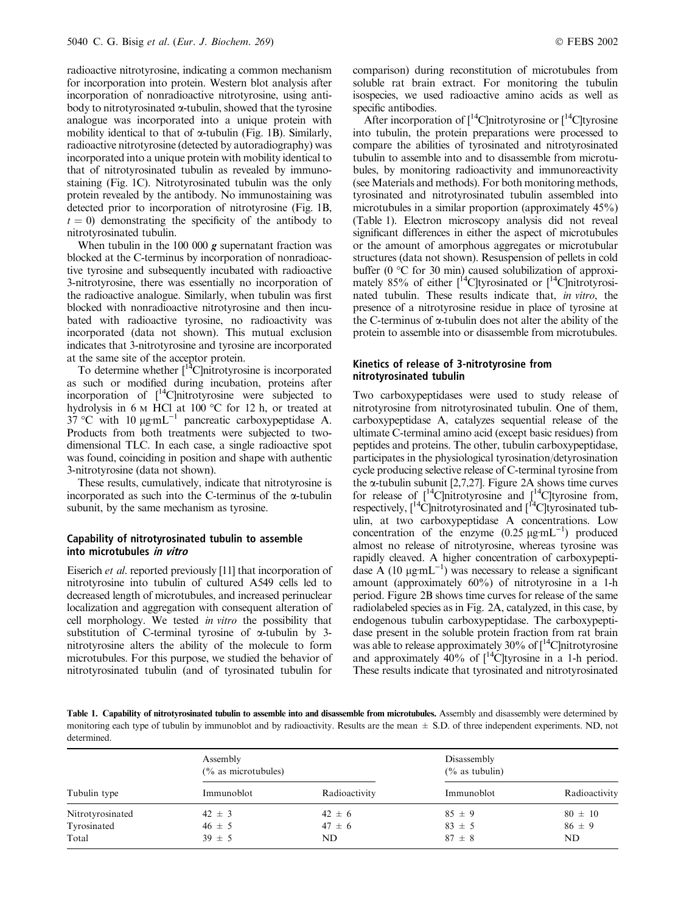radioactive nitrotyrosine, indicating a common mechanism for incorporation into protein. Western blot analysis after incorporation of nonradioactive nitrotyrosine, using antibody to nitrotyrosinated α-tubulin, showed that the tyrosine analogue was incorporated into a unique protein with mobility identical to that of α-tubulin (Fig. 1B). Similarly, radioactive nitrotyrosine (detected by autoradiography) was incorporated into a unique protein with mobility identical to that of nitrotyrosinated tubulin as revealed by immunostaining (Fig. 1C). Nitrotyrosinated tubulin was the only protein revealed by the antibody. No immunostaining was detected prior to incorporation of nitrotyrosine (Fig. 1B, $t = 0$) demonstrating the specificity of the antibody to nitrotyrosinated tubulin.

When tubulin in the 100 000 ***g*** supernatant fraction was blocked at the C-terminus by incorporation of nonradioactive tyrosine and subsequently incubated with radioactive 3-nitrotyrosine, there was essentially no incorporation of the radioactive analogue. Similarly, when tubulin was first blocked with nonradioactive nitrotyrosine and then incubated with radioactive tyrosine, no radioactivity was incorporated (data not shown). This mutual exclusion indicates that 3-nitrotyrosine and tyrosine are incorporated at the same site of the acceptor protein.

To determine whether [$^{14}$C]nitrotyrosine is incorporated as such or modified during incubation, proteins after incorporation of [$^{14}$C]nitrotyrosine were subjected to hydrolysis in 6 M HCl at 100 °C for 12 h, or treated at 37 °C with 10 μg·mL$^{-1}$ pancreatic carboxypeptidase A. Products from both treatments were subjected to two-dimensional TLC. In each case, a single radioactive spot was found, coinciding in position and shape with authentic 3-nitrotyrosine (data not shown).

These results, cumulatively, indicate that nitrotyrosine is incorporated as such into the C-terminus of the α-tubulin subunit, by the same mechanism as tyrosine.

### Capability of nitrotyrosinated tubulin to assemble into microtubules *in vitro*

Eiserich *et al*. reported previously [11] that incorporation of nitrotyrosine into tubulin of cultured A549 cells led to decreased length of microtubules, and increased perinuclear localization and aggregation with consequent alteration of cell morphology. We tested *in vitro* the possibility that substitution of C-terminal tyrosine of α-tubulin by 3-nitrotyrosine alters the ability of the molecule to form microtubules. For this purpose, we studied the behavior of nitrotyrosinated tubulin (and of tyrosinated tubulin for comparison) during reconstitution of microtubules from soluble rat brain extract. For monitoring the tubulin isospecies, we used radioactive amino acids as well as specific antibodies.

After incorporation of [$^{14}$C]nitrotyrosine or [$^{14}$C]tyrosine into tubulin, the protein preparations were processed to compare the abilities of tyrosinated and nitrotyrosinated tubulin to assemble into and to disassemble from microtubules, by monitoring radioactivity and immunoreactivity (see Materials and methods). For both monitoring methods, tyrosinated and nitrotyrosinated tubulin assembled into microtubules in a similar proportion (approximately 45%) (Table 1). Electron microscopy analysis did not reveal significant differences in either the aspect of microtubules or the amount of amorphous aggregates or microtubular structures (data not shown). Resuspension of pellets in cold buffer (0 °C for 30 min) caused solubilization of approximately 85% of either [$^{14}$C]tyrosinated or [$^{14}$C]nitrotyrosinated tubulin. These results indicate that, *in vitro*, the presence of a nitrotyrosine residue in place of tyrosine at the C-terminus of α-tubulin does not alter the ability of the protein to assemble into or disassemble from microtubules.

### Kinetics of release of 3-nitrotyrosine from nitrotyrosinated tubulin

Two carboxypeptidases were used to study release of nitrotyrosine from nitrotyrosinated tubulin. One of them, carboxypeptidase A, catalyzes sequential release of the ultimate C-terminal amino acid (except basic residues) from peptides and proteins. The other, tubulin carboxypeptidase, participates in the physiological tyrosination/detyrosination cycle producing selective release of C-terminal tyrosine from the α-tubulin subunit [2,7,27]. Figure 2A shows time curves for release of [$^{14}$C]nitrotyrosine and [$^{14}$C]tyrosine from, respectively, [$^{14}$C]nitrotyrosinated and [$^{14}$C]tyrosinated tubulin, at two carboxypeptidase A concentrations. Low concentration of the enzyme (0.25 μg·mL$^{-1}$) produced almost no release of nitrotyrosine, whereas tyrosine was rapidly cleaved. A higher concentration of carboxypeptidase A (10 μg·mL$^{-1}$) was necessary to release a significant amount (approximately 60%) of nitrotyrosine in a 1-h period. Figure 2B shows time curves for release of the same radiolabeled species as in Fig. 2A, catalyzed, in this case, by endogenous tubulin carboxypeptidase. The carboxypeptidase present in the soluble protein fraction from rat brain was able to release approximately 30% of [$^{14}$C]nitrotyrosine and approximately 40% of [$^{14}$C]tyrosine in a 1-h period. These results indicate that tyrosinated and nitrotyrosinated

**Table 1. Capability of nitrotyrosinated tubulin to assemble into and disassemble from microtubules.** Assembly and disassembly were determined by monitoring each type of tubulin by immunoblot and by radioactivity. Results are the mean ± S.D. of three independent experiments. ND, not determined.

| | Assembly (% as microtubules) | | Disassembly (% as tubulin) | |
|---|---|---|---|---|
| Tubulin type | Immunoblot | Radioactivity | Immunoblot | Radioactivity |
| Nitrotyrosinated | 42 ± 3 | 42 ± 6 | 85 ± 9 | 80 ± 10 |
| Tyrosinated | 46 ± 5 | 47 ± 6 | 83 ± 5 | 86 ± 9 |
| Total | 39 ± 5 | ND | 87 ± 8 | ND |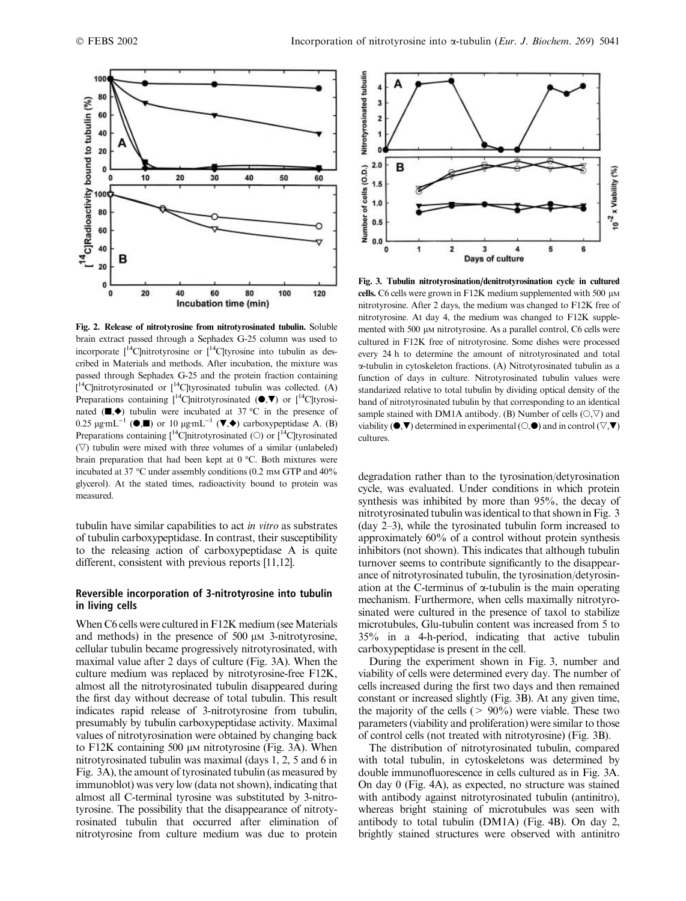**Fig. 2. Release of nitrotyrosine from nitrotyrosinated tubulin.** Soluble brain extract passed through a Sephadex G-25 column was used to incorporate [$^{14}$C]nitrotyrosine or [$^{14}$C]tyrosine into tubulin as described in Materials and methods. After incubation, the mixture was passed through Sephadex G-25 and the protein fraction containing [$^{14}$C]nitrotyrosinated or [$^{14}$C]tyrosinated tubulin was collected. (A) Preparations containing [$^{14}$C]nitrotyrosinated (●,▼) or [$^{14}$C]tyrosinated (■,◆) tubulin were incubated at 37 °C in the presence of 0.25 μg·mL$^{-1}$ (●,■) or 10 μg·mL$^{-1}$ (▼,◆) carboxypeptidase A. (B) Preparations containing [$^{14}$C]nitrotyrosinated (○) or [$^{14}$C]tyrosinated (▽) tubulin were mixed with three volumes of a similar (unlabeled) brain preparation that had been kept at 0 °C. Both mixtures were incubated at 37 °C under assembly conditions (0.2 mM GTP and 40% glycerol). At the stated times, radioactivity bound to protein was measured.

tubulin have similar capabilities to act *in vitro* as substrates of tubulin carboxypeptidase. In contrast, their susceptibility to the releasing action of carboxypeptidase A is quite different, consistent with previous reports [11,12].

## Reversible incorporation of 3-nitrotyrosine into tubulin in living cells

When C6 cells were cultured in F12K medium (see Materials and methods) in the presence of 500 μM 3-nitrotyrosine, cellular tubulin became progressively nitrotyrosinated, with maximal value after 2 days of culture (Fig. 3A). When the culture medium was replaced by nitrotyrosine-free F12K, almost all the nitrotyrosinated tubulin disappeared during the first day without decrease of total tubulin. This result indicates rapid release of 3-nitrotyrosine from tubulin, presumably by tubulin carboxypeptidase activity. Maximal values of nitrotyrosination were obtained by changing back to F12K containing 500 μM nitrotyrosine (Fig. 3A). When nitrotyrosinated tubulin was maximal (days 1, 2, 5 and 6 in Fig. 3A), the amount of tyrosinated tubulin (as measured by immunoblot) was very low (data not shown), indicating that almost all C-terminal tyrosine was substituted by 3-nitrotyrosine. The possibility that the disappearance of nitrotyrosinated tubulin that occurred after elimination of nitrotyrosine from culture medium was due to protein

**Fig. 3. Tubulin nitrotyrosination/denitrotyrosination cycle in cultured cells.** C6 cells were grown in F12K medium supplemented with 500 μM nitrotyrosine. After 2 days, the medium was changed to F12K free of nitrotyrosine. At day 4, the medium was changed to F12K supplemented with 500 μM nitrotyrosine. As a parallel control, C6 cells were cultured in F12K free of nitrotyrosine. Some dishes were processed every 24 h to determine the amount of nitrotyrosinated and total α-tubulin in cytoskeleton fractions. (A) Nitrotyrosinated tubulin as a function of days in culture. Nitrotyrosinated tubulin values were standarized relative to total tubulin by dividing optical density of the band of nitrotyrosinated tubulin by that corresponding to an identical sample stained with DM1A antibody. (B) Number of cells (○,▽) and viability (●,▼) determined in experimental (○,●) and in control (▽,▼) cultures.

degradation rather than to the tyrosination/detyrosination cycle, was evaluated. Under conditions in which protein synthesis was inhibited by more than 95%, the decay of nitrotyrosinated tubulin was identical to that shown in Fig. 3 (day 2–3), while the tyrosinated tubulin form increased to approximately 60% of a control without protein synthesis inhibitors (not shown). This indicates that although tubulin turnover seems to contribute significantly to the disappearance of nitrotyrosinated tubulin, the tyrosination/detyrosination at the C-terminus of α-tubulin is the main operating mechanism. Furthermore, when cells maximally nitrotyrosinated were cultured in the presence of taxol to stabilize microtubules, Glu-tubulin content was increased from 5 to 35% in a 4-h-period, indicating that active tubulin carboxypeptidase is present in the cell.

During the experiment shown in Fig. 3, number and viability of cells were determined every day. The number of cells increased during the first two days and then remained constant or increased slightly (Fig. 3B). At any given time, the majority of the cells (> 90%) were viable. These two parameters (viability and proliferation) were similar to those of control cells (not treated with nitrotyrosine) (Fig. 3B).

The distribution of nitrotyrosinated tubulin, compared with total tubulin, in cytoskeletons was determined by double immunofluorescence in cells cultured as in Fig. 3A. On day 0 (Fig. 4A), as expected, no structure was stained with antibody against nitrotyrosinated tubulin (antinitro), whereas bright staining of microtubules was seen with antibody to total tubulin (DM1A) (Fig. 4B). On day 2, brightly stained structures were observed with antinitro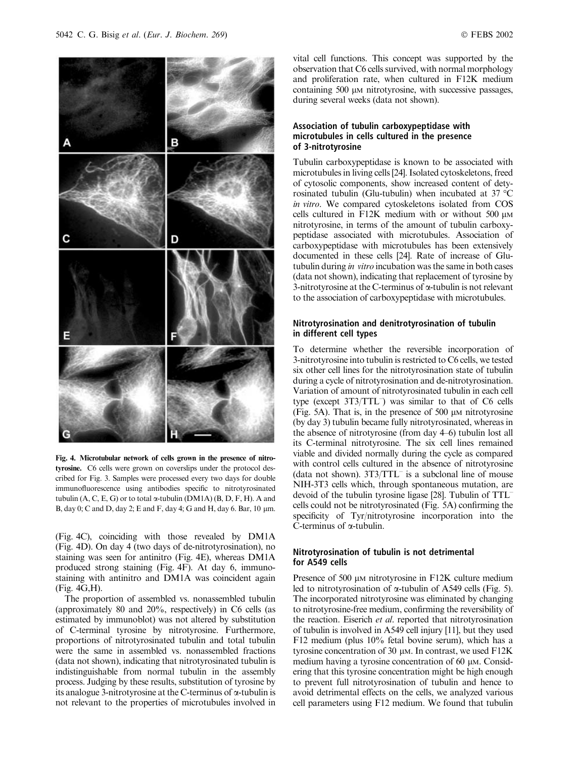Fig. 4. **Microtubular network of cells grown in the presence of nitrotyrosine.** C6 cells were grown on coverslips under the protocol described for Fig. 3. Samples were processed every two days for double immunofluorescence using antibodies specific to nitrotyrosinated tubulin (A, C, E, G) or to total α-tubulin (DM1A) (B, D, F, H). A and B, day 0; C and D, day 2; E and F, day 4; G and H, day 6. Bar, 10 μm.

(Fig. 4C), coinciding with those revealed by DM1A (Fig. 4D). On day 4 (two days of de-nitrotyrosination), no staining was seen for antinitro (Fig. 4E), whereas DM1A produced strong staining (Fig. 4F). At day 6, immunostaining with antinitro and DM1A was coincident again (Fig. 4G,H).

The proportion of assembled vs. nonassembled tubulin (approximately 80 and 20%, respectively) in C6 cells (as estimated by immunoblot) was not altered by substitution of C-terminal tyrosine by nitrotyrosine. Furthermore, proportions of nitrotyrosinated tubulin and total tubulin were the same in assembled vs. nonassembled fractions (data not shown), indicating that nitrotyrosinated tubulin is indistinguishable from normal tubulin in the assembly process. Judging by these results, substitution of tyrosine by its analogue 3-nitrotyrosine at the C-terminus of α-tubulin is not relevant to the properties of microtubules involved in vital cell functions. This concept was supported by the observation that C6 cells survived, with normal morphology and proliferation rate, when cultured in F12K medium containing 500 μM nitrotyrosine, with successive passages, during several weeks (data not shown).

## Association of tubulin carboxypeptidase with microtubules in cells cultured in the presence of 3-nitrotyrosine

Tubulin carboxypeptidase is known to be associated with microtubules in living cells [24]. Isolated cytoskeletons, freed of cytosolic components, show increased content of detyrosinated tubulin (Glu-tubulin) when incubated at 37 °C *in vitro*. We compared cytoskeletons isolated from COS cells cultured in F12K medium with or without 500 μM nitrotyrosine, in terms of the amount of tubulin carboxypeptidase associated with microtubules. Association of carboxypeptidase with microtubules has been extensively documented in these cells [24]. Rate of increase of Glu-tubulin during *in vitro* incubation was the same in both cases (data not shown), indicating that replacement of tyrosine by 3-nitrotyrosine at the C-terminus of α-tubulin is not relevant to the association of carboxypeptidase with microtubules.

## Nitrotyrosination and denitrotyrosination of tubulin in different cell types

To determine whether the reversible incorporation of 3-nitrotyrosine into tubulin is restricted to C6 cells, we tested six other cell lines for the nitrotyrosination state of tubulin during a cycle of nitrotyrosination and de-nitrotyrosination. Variation of amount of nitrotyrosinated tubulin in each cell type (except $3T3/TTL^{-}$) was similar to that of C6 cells (Fig. 5A). That is, in the presence of 500 μM nitrotyrosine (by day 3) tubulin became fully nitrotyrosinated, whereas in the absence of nitrotyrosine (from day 4–6) tubulin lost all its C-terminal nitrotyrosine. The six cell lines remained viable and divided normally during the cycle as compared with control cells cultured in the absence of nitrotyrosine (data not shown). $3T3/TTL^{-}$ is a subclonal line of mouse NIH-3T3 cells which, through spontaneous mutation, are devoid of the tubulin tyrosine ligase [28]. Tubulin of $TTL^{-}$ cells could not be nitrotyrosinated (Fig. 5A) confirming the specificity of Tyr/nitrotyrosine incorporation into the C-terminus of α-tubulin.

## Nitrotyrosination of tubulin is not detrimental for A549 cells

Presence of 500 μM nitrotyrosine in F12K culture medium led to nitrotyrosination of α-tubulin of A549 cells (Fig. 5). The incorporated nitrotyrosine was eliminated by changing to nitrotyrosine-free medium, confirming the reversibility of the reaction. Eiserich *et al*. reported that nitrotyrosination of tubulin is involved in A549 cell injury [11], but they used F12 medium (plus 10% fetal bovine serum), which has a tyrosine concentration of 30 μM. In contrast, we used F12K medium having a tyrosine concentration of 60 μM. Considering that this tyrosine concentration might be high enough to prevent full nitrotyrosination of tubulin and hence to avoid detrimental effects on the cells, we analyzed various cell parameters using F12 medium. We found that tubulin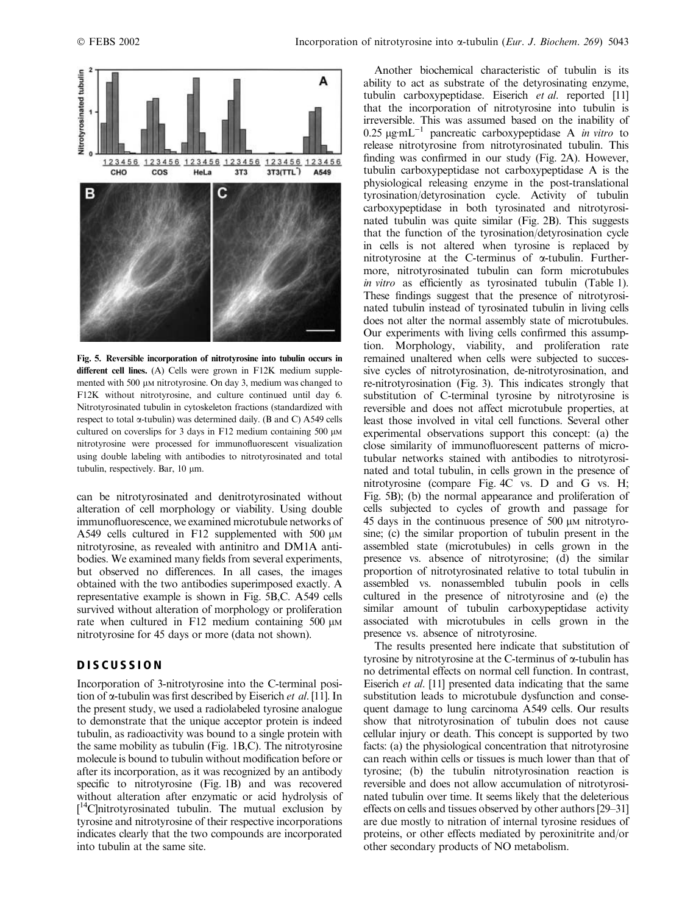Fig. 5. **Reversible incorporation of nitrotyrosine into tubulin occurs in different cell lines.** (A) Cells were grown in F12K medium supplemented with 500 µM nitrotyrosine. On day 3, medium was changed to F12K without nitrotyrosine, and culture continued until day 6. Nitrotyrosinated tubulin in cytoskeleton fractions (standardized with respect to total α-tubulin) was determined daily. (B and C) A549 cells cultured on coverslips for 3 days in F12 medium containing 500 µM nitrotyrosine were processed for immunofluorescent visualization using double labeling with antibodies to nitrotyrosinated and total tubulin, respectively. Bar, 10 µm.

can be nitrotyrosinated and denitrotyrosinated without alteration of cell morphology or viability. Using double immunofluorescence, we examined microtubule networks of A549 cells cultured in F12 supplemented with 500 µM nitrotyrosine, as revealed with antinitro and DM1A antibodies. We examined many fields from several experiments, but observed no differences. In all cases, the images obtained with the two antibodies superimposed exactly. A representative example is shown in Fig. 5B,C. A549 cells survived without alteration of morphology or proliferation rate when cultured in F12 medium containing 500 µM nitrotyrosine for 45 days or more (data not shown).

## DISCUSSION

Incorporation of 3-nitrotyrosine into the C-terminal position of α-tubulin was first described by Eiserich *et al*. [11]. In the present study, we used a radiolabeled tyrosine analogue to demonstrate that the unique acceptor protein is indeed tubulin, as radioactivity was bound to a single protein with the same mobility as tubulin (Fig. 1B,C). The nitrotyrosine molecule is bound to tubulin without modification before or after its incorporation, as it was recognized by an antibody specific to nitrotyrosine (Fig. 1B) and was recovered without alteration after enzymatic or acid hydrolysis of [$^{14}$C]nitrotyrosinated tubulin. The mutual exclusion by tyrosine and nitrotyrosine of their respective incorporations indicates clearly that the two compounds are incorporated into tubulin at the same site.

Another biochemical characteristic of tubulin is its ability to act as substrate of the detyrosinating enzyme, tubulin carboxypeptidase. Eiserich *et al*. reported [11] that the incorporation of nitrotyrosine into tubulin is irreversible. This was assumed based on the inability of 0.25 $\mu g \cdot mL^{-1}$ pancreatic carboxypeptidase A *in vitro* to release nitrotyrosine from nitrotyrosinated tubulin. This finding was confirmed in our study (Fig. 2A). However, tubulin carboxypeptidase not carboxypeptidase A is the physiological releasing enzyme in the post-translational tyrosination/detyrosination cycle. Activity of tubulin carboxypeptidase in both tyrosinated and nitrotyrosinated tubulin was quite similar (Fig. 2B). This suggests that the function of the tyrosination/detyrosination cycle in cells is not altered when tyrosine is replaced by nitrotyrosine at the C-terminus of α-tubulin. Furthermore, nitrotyrosinated tubulin can form microtubules *in vitro* as efficiently as tyrosinated tubulin (Table 1). These findings suggest that the presence of nitrotyrosinated tubulin instead of tyrosinated tubulin in living cells does not alter the normal assembly state of microtubules. Our experiments with living cells confirmed this assumption. Morphology, viability, and proliferation rate remained unaltered when cells were subjected to successive cycles of nitrotyrosination, de-nitrotyrosination, and re-nitrotyrosination (Fig. 3). This indicates strongly that substitution of C-terminal tyrosine by nitrotyrosine is reversible and does not affect microtubule properties, at least those involved in vital cell functions. Several other experimental observations support this concept: (a) the close similarity of immunofluorescent patterns of microtubular networks stained with antibodies to nitrotyrosinated and total tubulin, in cells grown in the presence of nitrotyrosine (compare Fig. 4C vs. D and G vs. H; Fig. 5B); (b) the normal appearance and proliferation of cells subjected to cycles of growth and passage for 45 days in the continuous presence of 500 µM nitrotyrosine; (c) the similar proportion of tubulin present in the assembled state (microtubules) in cells grown in the presence vs. absence of nitrotyrosine; (d) the similar proportion of nitrotyrosinated relative to total tubulin in assembled vs. nonassembled tubulin pools in cells cultured in the presence of nitrotyrosine and (e) the similar amount of tubulin carboxypeptidase activity associated with microtubules in cells grown in the presence vs. absence of nitrotyrosine.

The results presented here indicate that substitution of tyrosine by nitrotyrosine at the C-terminus of α-tubulin has no detrimental effects on normal cell function. In contrast, Eiserich *et al*. [11] presented data indicating that the same substitution leads to microtubule dysfunction and consequent damage to lung carcinoma A549 cells. Our results show that nitrotyrosination of tubulin does not cause cellular injury or death. This concept is supported by two facts: (a) the physiological concentration that nitrotyrosine can reach within cells or tissues is much lower than that of tyrosine; (b) the tubulin nitrotyrosination reaction is reversible and does not allow accumulation of nitrotyrosinated tubulin over time. It seems likely that the deleterious effects on cells and tissues observed by other authors [29–31] are due mostly to nitration of internal tyrosine residues of proteins, or other effects mediated by peroxinitrite and/or other secondary products of NO metabolism.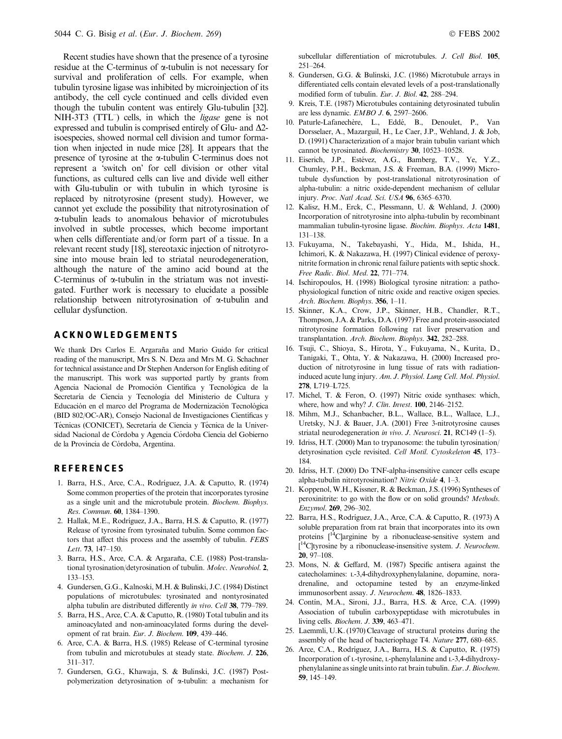Recent studies have shown that the presence of a tyrosine residue at the C-terminus of α-tubulin is not necessary for survival and proliferation of cells. For example, when tubulin tyrosine ligase was inhibited by microinjection of its antibody, the cell cycle continued and cells divided even though the tubulin content was entirely Glu-tubulin [32]. NIH-3T3 ($TTL^{-}$) cells, in which the *ligase* gene is not expressed and tubulin is comprised entirely of Glu- and Δ2-isoespecies, showed normal cell division and tumor formation when injected in nude mice [28]. It appears that the presence of tyrosine at the α-tubulin C-terminus does not represent a 'switch on' for cell division or other vital functions, as cultured cells can live and divide well either with Glu-tubulin or with tubulin in which tyrosine is replaced by nitrotyrosine (present study). However, we cannot yet exclude the possibility that nitrotyrosination of α-tubulin leads to anomalous behavior of microtubules involved in subtle processes, which become important when cells differentiate and/or form part of a tissue. In a relevant recent study [18], stereotaxic injection of nitrotyrosine into mouse brain led to striatal neurodegeneration, although the nature of the amino acid bound at the C-terminus of α-tubulin in the striatum was not investigated. Further work is necessary to elucidate a possible relationship between nitrotyrosination of α-tubulin and cellular dysfunction.

## ACKNOWLEDGEMENTS

We thank Drs Carlos E. Argaraña and Mario Guido for critical reading of the manuscript, Mrs S. N. Deza and Mrs M. G. Schachner for technical assistance and Dr Stephen Anderson for English editing of the manuscript. This work was supported partly by grants from Agencia Nacional de Promoción Científica y Tecnológica de la Secretaría de Ciencia y Tecnología del Ministerio de Cultura y Educación en el marco del Programa de Modernización Tecnológica (BID 802/OC-AR), Consejo Nacional de Investigaciones Científicas y Técnicas (CONICET), Secretaría de Ciencia y Técnica de la Universidad Nacional de Córdoba y Agencia Córdoba Ciencia del Gobierno de la Provincia de Córdoba, Argentina.

## REFERENCES

1. Barra, H.S., Arce, C.A., Rodríguez, J.A. & Caputto, R. (1974) Some common properties of the protein that incorporates tyrosine as a single unit and the microtubule protein. *Biochem. Biophys. Res. Commun.* **60**, 1384–1390.
2. Hallak, M.E., Rodríguez, J.A., Barra, H.S. & Caputto, R. (1977) Release of tyrosine from tyrosinated tubulin. Some common factors that affect this process and the assembly of tubulin. *FEBS Lett.* **73**, 147–150.
3. Barra, H.S., Arce, C.A. & Argaraña, C.E. (1988) Post-translational tyrosination/detyrosination of tubulin. *Molec. Neurobiol.* **2**, 133–153.
4. Gundersen, G.G., Kalnoski, M.H. & Bulinski, J.C. (1984) Distinct populations of microtubules: tyrosinated and nontyrosinated alpha tubulin are distributed differently *in vivo*. *Cell* **38**, 779–789.
5. Barra, H.S., Arce, C.A. & Caputto, R. (1980) Total tubulin and its aminoacylated and non-aminoacylated forms during the development of rat brain. *Eur. J. Biochem.* **109**, 439–446.
6. Arce, C.A. & Barra, H.S. (1985) Release of C-terminal tyrosine from tubulin and microtubules at steady state. *Biochem. J.* **226**, 311–317.
7. Gundersen, G.G., Khawaja, S. & Bulinski, J.C. (1987) Post-polymerization detyrosination of α-tubulin: a mechanism for subcellular differentiation of microtubules. *J. Cell Biol.* **105**, 251–264.
8. Gundersen, G.G. & Bulinski, J.C. (1986) Microtubule arrays in differentiated cells contain elevated levels of a post-translationally modified form of tubulin. *Eur. J. Biol.* **42**, 288–294.
9. Kreis, T.E. (1987) Microtubules containing detyrosinated tubulin are less dynamic. *EMBO J.* **6**, 2597–2606.
10. Paturle-Lafanechère, L., Eddé, B., Denoulet, P., Van Dorsselaer, A., Mazarguil, H., Le Caer, J.P., Wehland, J. & Job, D. (1991) Characterization of a major brain tubulin variant which cannot be tyrosinated. *Biochemistry* **30**, 10523–10528.
11. Eiserich, J.P., Estévez, A.G., Bamberg, T.V., Ye, Y.Z., Chumley, P.H., Beckman, J.S. & Freeman, B.A. (1999) Microtubule dysfunction by post-translational nitrotyrosination of alpha-tubulin: a nitric oxide-dependent mechanism of cellular injury. *Proc. Natl Acad. Sci. USA* **96**, 6365–6370.
12. Kalisz, H.M., Erck, C., Plessmann, U. & Wehland, J. (2000) Incorporation of nitrotyrosine into alpha-tubulin by recombinant mammalian tubulin-tyrosine ligase. *Biochim. Biophys. Acta* **1481**, 131–138.
13. Fukuyama, N., Takebayashi, Y., Hida, M., Ishida, H., Ichimori, K. & Nakazawa, H. (1997) Clinical evidence of peroxynitrite formation in chronic renal failure patients with septic shock. *Free Radic. Biol. Med.* **22**, 771–774.
14. Ischiropoulos, H. (1998) Biological tyrosine nitration: a pathophysiological function of nitric oxide and reactive oxigen species. *Arch. Biochem. Biophys.* **356**, 1–11.
15. Skinner, K.A., Crow, J.P., Skinner, H.B., Chandler, R.T., Thompson, J.A. & Parks, D.A. (1997) Free and protein-associated nitrotyrosine formation following rat liver preservation and transplantation. *Arch. Biochem. Biophys.* **342**, 282–288.
16. Tsuji, C., Shioya, S., Hirota, Y., Fukuyama, N., Kurita, D., Tanigaki, T., Ohta, Y. & Nakazawa, H. (2000) Increased production of nitrotyrosine in lung tissue of rats with radiation-induced acute lung injury. *Am. J. Physiol. Lung Cell. Mol. Physiol.* **278**, L719–L725.
17. Michel, T. & Feron, O. (1997) Nitric oxide synthases: which, where, how and why? *J. Clin. Invest.* **100**, 2146–2152.
18. Mihm, M.J., Schanbacher, B.L., Wallace, B.L., Wallace, L.J., Uretsky, N.J. & Bauer, J.A. (2001) Free 3-nitrotyrosine causes striatal neurodegeneration *in vivo*. *J. Neurosci.* **21**, RC149 (1–5).
19. Idriss, H.T. (2000) Man to trypanosome: the tubulin tyrosination/detyrosination cycle revisited. *Cell Motil. Cytoskeleton* **45**, 173–184.
20. Idriss, H.T. (2000) Do TNF-alpha-insensitive cancer cells escape alpha-tubulin nitrotyrosination? *Nitric Oxide* **4**, 1–3.
21. Koppenol, W.H., Kissner, R. & Beckman, J.S. (1996) Syntheses of peroxinitrite: to go with the flow or on solid grounds? *Methods. Enzymol.* **269**, 296–302.
22. Barra, H.S., Rodríguez, J.A., Arce, C.A. & Caputto, R. (1973) A soluble preparation from rat brain that incorporates into its own proteins [$^{14}$C]arginine by a ribonuclease-sensitive system and [$^{14}$C]tyrosine by a ribonuclease-insensitive system. *J. Neurochem.* **20**, 97–108.
23. Mons, N. & Geffard, M. (1987) Specific antisera against the catecholamines: L-3,4-dihydroxyphenylalanine, dopamine, noradrenaline, and octopamine tested by an enzyme-linked immunosorbent assay. *J. Neurochem.* **48**, 1826–1833.
24. Contín, M.A., Sironi, J.J., Barra, H.S. & Arce, C.A. (1999) Association of tubulin carboxypeptidase with microtubules in living cells. *Biochem. J.* **339**, 463–471.
25. Laemmli, U.K. (1970) Cleavage of structural proteins during the assembly of the head of bacteriophage T4. *Nature* **277**, 680–685.
26. Arce, C.A., Rodríguez, J.A., Barra, H.S. & Caputto, R. (1975) Incorporation of L-tyrosine, L-phenylalanine and L-3,4-dihydroxyphenylalanine as single units into rat brain tubulin. *Eur. J. Biochem.* **59**, 145–149.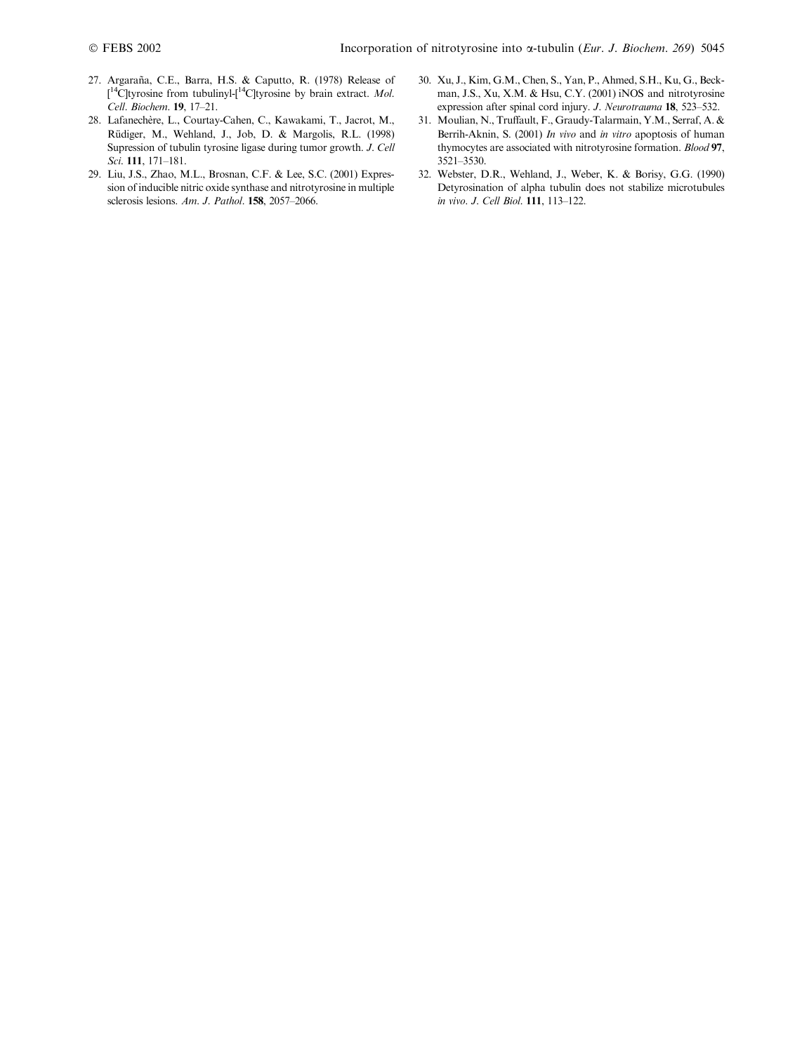27. Argaraña, C.E., Barra, H.S. & Caputto, R. (1978) Release of [$^{14}$C]tyrosine from tubulinyl-[$^{14}$C]tyrosine by brain extract. *Mol. Cell. Biochem.* **19**, 17–21.
28. Lafanechère, L., Courtay-Cahen, C., Kawakami, T., Jacrot, M., Rüdiger, M., Wehland, J., Job, D. & Margolis, R.L. (1998) Supression of tubulin tyrosine ligase during tumor growth. *J. Cell Sci.* **111**, 171–181.
29. Liu, J.S., Zhao, M.L., Brosnan, C.F. & Lee, S.C. (2001) Expression of inducible nitric oxide synthase and nitrotyrosine in multiple sclerosis lesions. *Am. J. Pathol.* **158**, 2057–2066.
30. Xu, J., Kim, G.M., Chen, S., Yan, P., Ahmed, S.H., Ku, G., Beckman, J.S., Xu, X.M. & Hsu, C.Y. (2001) iNOS and nitrotyrosine expression after spinal cord injury. *J. Neurotrauma* **18**, 523–532.
31. Moulian, N., Truffault, F., Graudy-Talarmain, Y.M., Serraf, A. & Berrih-Aknin, S. (2001) *In vivo* and *in vitro* apoptosis of human thymocytes are associated with nitrotyrosine formation. *Blood* **97**, 3521–3530.
32. Webster, D.R., Wehland, J., Weber, K. & Borisy, G.G. (1990) Detyrosination of alpha tubulin does not stabilize microtubules *in vivo*. *J. Cell Biol.* **111**, 113–122.